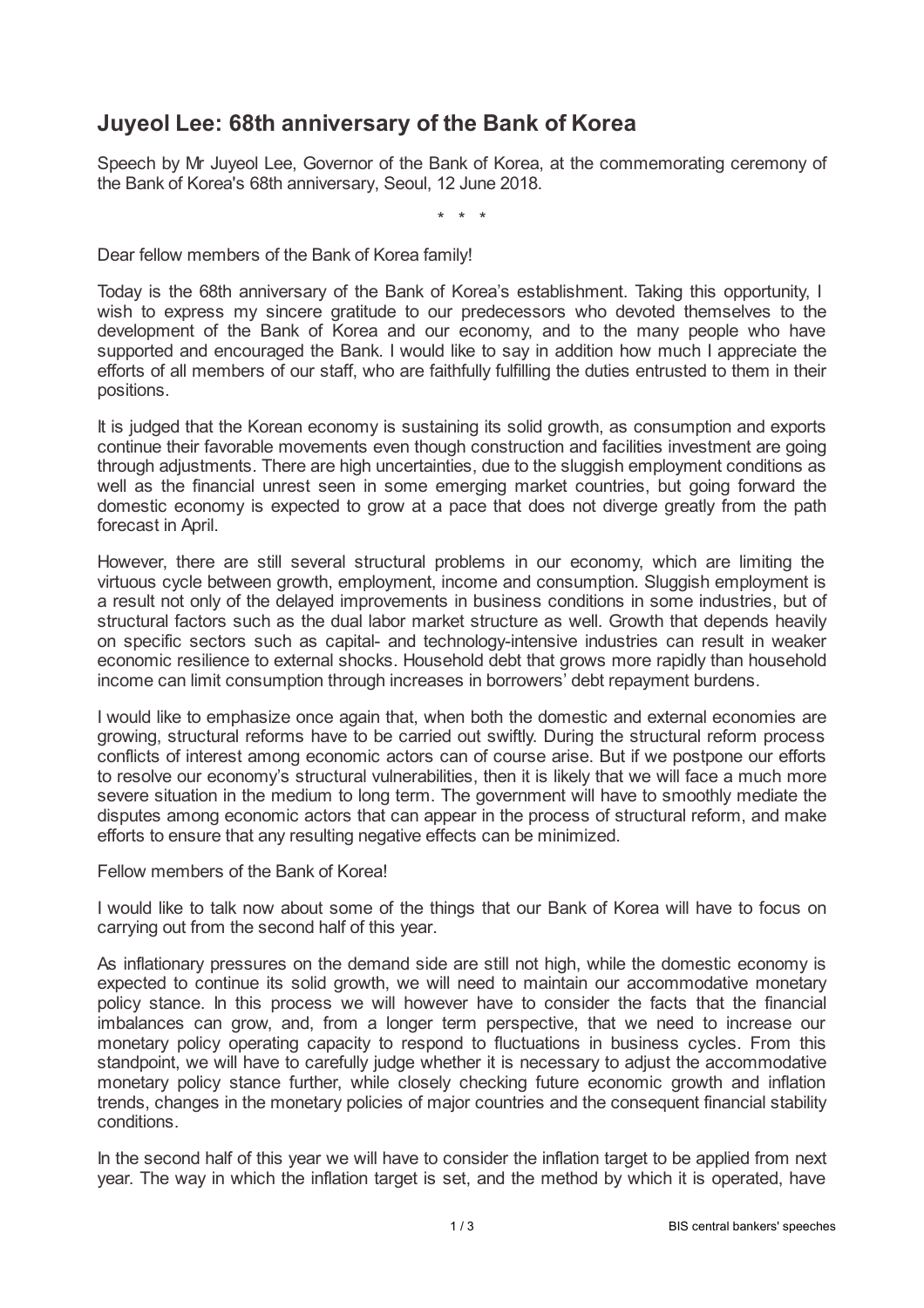# Juyeol Lee: 68th anniversary of the Bank of Korea

Speech by Mr Juyeol Lee, Governor of the Bank of Korea, at the commemorating ceremony of the Bank of Korea's 68th anniversary, Seoul, 12 June 2018.

\* \* \*

Dear fellow members of the Bank of Korea family!

Today is the 68th anniversary of the Bank of Korea's establishment. Taking this opportunity, I wish to express my sincere gratitude to our predecessors who devoted themselves to the development of the Bank of Korea and our economy, and to the many people who have supported and encouraged the Bank. I would like to say in addition how much I appreciate the efforts of all members of our staff, who are faithfully fulfilling the duties entrusted to them in their positions.

It is judged that the Korean economy is sustaining its solid growth, as consumption and exports continue their favorable movements even though construction and facilities investment are going through adjustments. There are high uncertainties, due to the sluggish employment conditions as well as the financial unrest seen in some emerging market countries, but going forward the domestic economy is expected to grow at a pace that does not diverge greatly from the path forecast in April.

However, there are still several structural problems in our economy, which are limiting the virtuous cycle between growth, employment, income and consumption. Sluggish employment is a result not only of the delayed improvements in business conditions in some industries, but of structural factors such as the dual labor market structure as well. Growth that depends heavily on specific sectors such as capital- and technology-intensive industries can result in weaker economic resilience to external shocks. Household debt that grows more rapidly than household income can limit consumption through increases in borrowers' debt repayment burdens.

I would like to emphasize once again that, when both the domestic and external economies are growing, structural reforms have to be carried out swiftly. During the structural reform process conflicts of interest among economic actors can of course arise. But if we postpone our efforts to resolve our economy's structural vulnerabilities, then it is likely that we will face a much more severe situation in the medium to long term. The government will have to smoothly mediate the disputes among economic actors that can appear in the process of structural reform, and make efforts to ensure that any resulting negative effects can be minimized.

Fellow members of the Bank of Korea!

I would like to talk now about some of the things that our Bank of Korea will have to focus on carrying out from the second half of this year.

As inflationary pressures on the demand side are still not high, while the domestic economy is expected to continue its solid growth, we will need to maintain our accommodative monetary policy stance. In this process we will however have to consider the facts that the financial imbalances can grow, and, from a longer term perspective, that we need to increase our monetary policy operating capacity to respond to fluctuations in business cycles. From this standpoint, we will have to carefully judge whether it is necessary to adjust the accommodative monetary policy stance further, while closely checking future economic growth and inflation trends, changes in the monetary policies of major countries and the consequent financial stability conditions.

In the second half of this year we will have to consider the inflation target to be applied from next year. The way in which the inflation target is set, and the method by which it is operated, have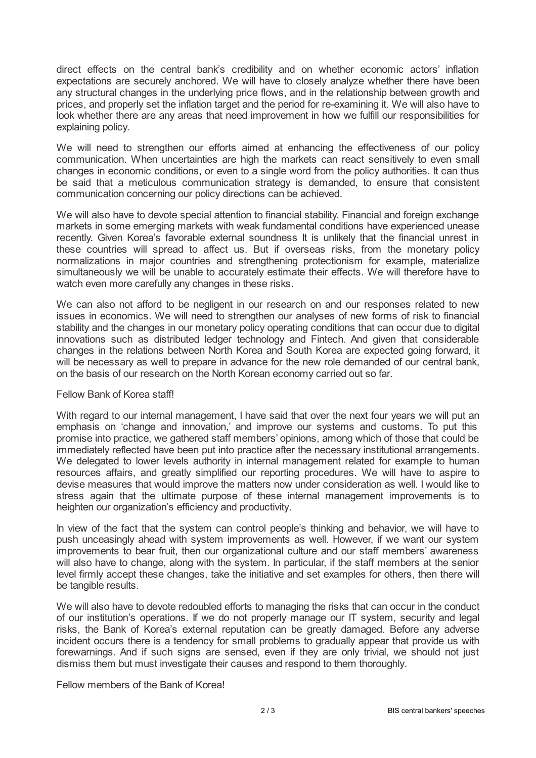direct effects on the central bank's credibility and on whether economic actors' inflation expectations are securely anchored. We will have to closely analyze whether there have been any structural changes in the underlying price flows, and in the relationship between growth and prices, and properly set the inflation target and the period for re-examining it. We will also have to look whether there are any areas that need improvement in how we fulfill our responsibilities for explaining policy.

We will need to strengthen our efforts aimed at enhancing the effectiveness of our policy communication. When uncertainties are high the markets can react sensitively to even small changes in economic conditions, or even to a single word from the policy authorities. It can thus be said that a meticulous communication strategy is demanded, to ensure that consistent communication concerning our policy directions can be achieved.

We will also have to devote special attention to financial stability. Financial and foreign exchange markets in some emerging markets with weak fundamental conditions have experienced unease recently. Given Korea's favorable external soundness It is unlikely that the financial unrest in these countries will spread to affect us. But if overseas risks, from the monetary policy normalizations in major countries and strengthening protectionism for example, materialize simultaneously we will be unable to accurately estimate their effects. We will therefore have to watch even more carefully any changes in these risks.

We can also not afford to be negligent in our research on and our responses related to new issues in economics. We will need to strengthen our analyses of new forms of risk to financial stability and the changes in our monetary policy operating conditions that can occur due to digital innovations such as distributed ledger technology and Fintech. And given that considerable changes in the relations between North Korea and South Korea are expected going forward, it will be necessary as well to prepare in advance for the new role demanded of our central bank, on the basis of our research on the North Korean economy carried out so far.

Fellow Bank of Korea staff!

With regard to our internal management, I have said that over the next four years we will put an emphasis on 'change and innovation,' and improve our systems and customs. To put this promise into practice, we gathered staff members' opinions, among which of those that could be immediately reflected have been put into practice after the necessary institutional arrangements. We delegated to lower levels authority in internal management related for example to human resources affairs, and greatly simplified our reporting procedures. We will have to aspire to devise measures that would improve the matters now under consideration as well. I would like to stress again that the ultimate purpose of these internal management improvements is to heighten our organization's efficiency and productivity.

In view of the fact that the system can control people's thinking and behavior, we will have to push unceasingly ahead with system improvements as well. However, if we want our system improvements to bear fruit, then our organizational culture and our staff members' awareness will also have to change, along with the system. In particular, if the staff members at the senior level firmly accept these changes, take the initiative and set examples for others, then there will be tangible results.

We will also have to devote redoubled efforts to managing the risks that can occur in the conduct of our institution's operations. If we do not properly manage our IT system, security and legal risks, the Bank of Korea's external reputation can be greatly damaged. Before any adverse incident occurs there is a tendency for small problems to gradually appear that provide us with forewarnings. And if such signs are sensed, even if they are only trivial, we should not just dismiss them but must investigate their causes and respond to them thoroughly.

Fellow members of the Bank of Korea!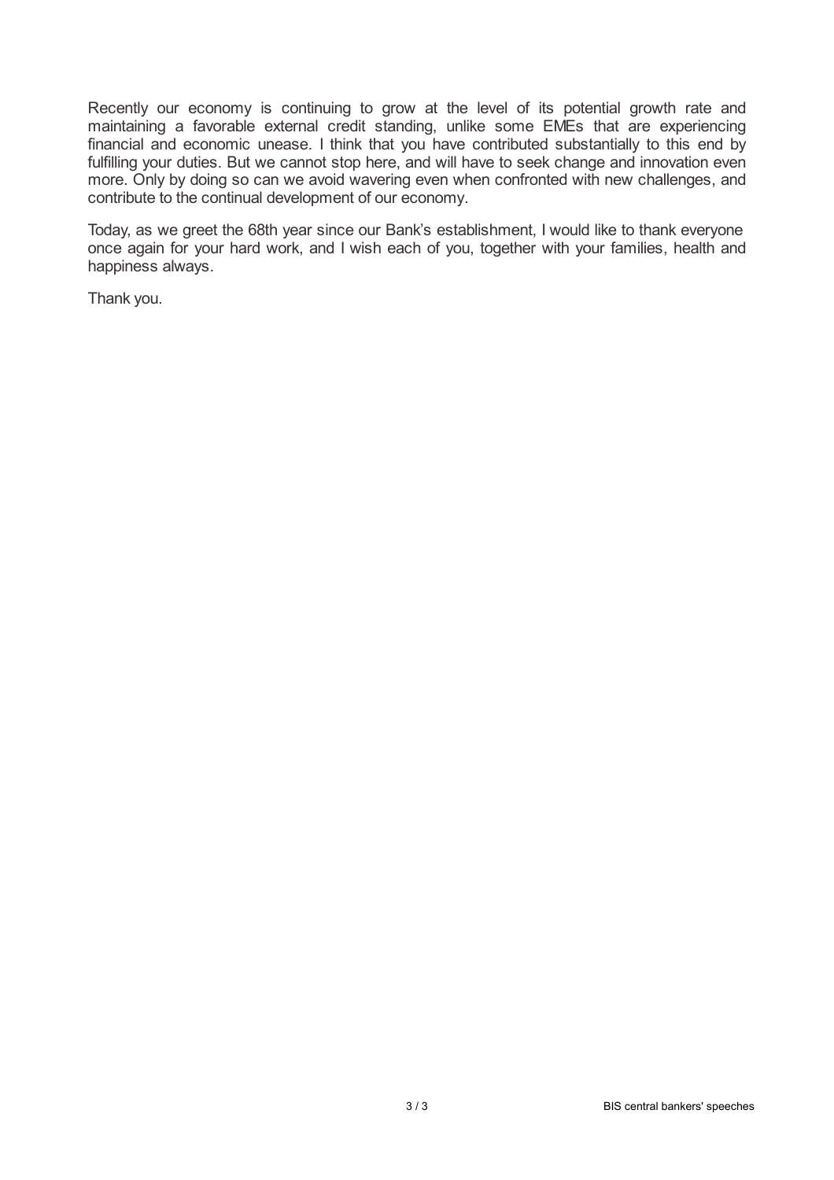Recently our economy is continuing to grow at the level of its potential growth rate and maintaining a favorable external credit standing, unlike some EMEs that are experiencing financial and economic unease. I think that you have contributed substantially to this end by fulfilling your duties. But we cannot stop here, and will have to seek change and innovation even more. Only by doing so can we avoid wavering even when confronted with new challenges, and contribute to the continual development of our economy.

Today, as we greet the 68th year since our Bank's establishment, I would like to thank everyone once again for your hard work, and I wish each of you, together with your families, health and happiness always.

Thank you.